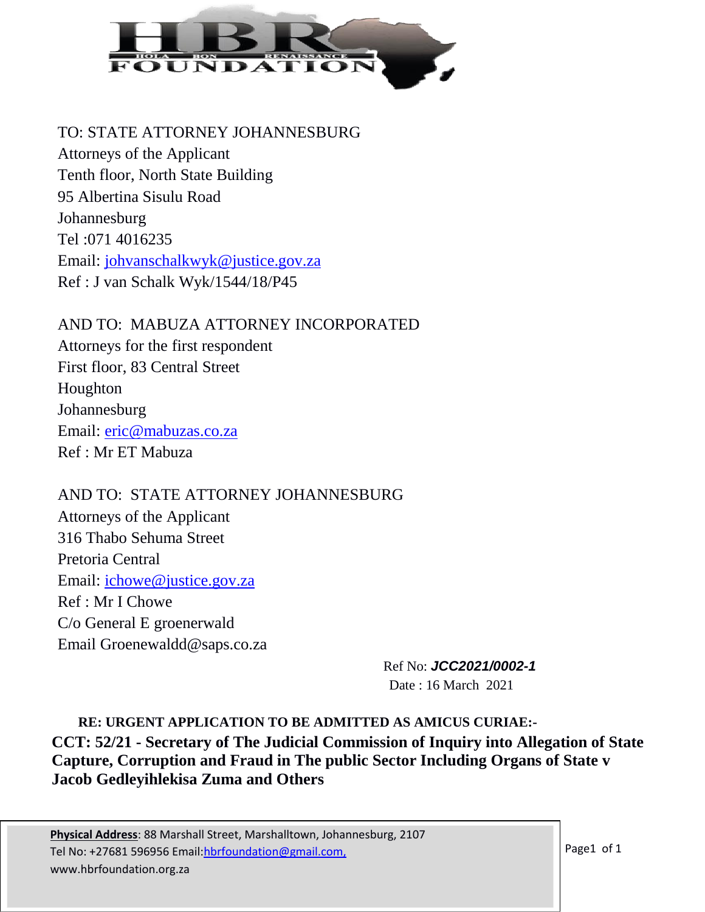HBR FOUNDATION

HOLA BON RENAISSANCE

TO: STATE ATTORNEY JOHANNESBURG
Attorneys of the Applicant
Tenth floor, North State Building
95 Albertina Sisulu Road
Johannesburg
Tel :071 4016235
Email: johvanschalkwyk@justice.gov.za
Ref : J van Schalk Wyk/1544/18/P45

AND TO: MABUZA ATTORNEY INCORPORATED
Attorneys for the first respondent
First floor, 83 Central Street
Houghton
Johannesburg
Email: eric@mabuzas.co.za
Ref : Mr ET Mabuza

AND TO: STATE ATTORNEY JOHANNESBURG
Attorneys of the Applicant
316 Thabo Sehuma Street
Pretoria Central
Email: ichowe@justice.gov.za
Ref : Mr I Chowe
C/o General E groenerwald
Email Groenewaldd@saps.co.za

Ref No: ***JCC2021/0002-1***
Date : 16 March 2021

**RE: URGENT APPLICATION TO BE ADMITTED AS AMICUS CURIAE:-**

**CCT: 52/21 - Secretary of The Judicial Commission of Inquiry into Allegation of State Capture, Corruption and Fraud in The public Sector Including Organs of State v Jacob Gedleyihlekisa Zuma and Others**

**Physical Address**: 88 Marshall Street, Marshalltown, Johannesburg, 2107
Tel No: +27681 596956 Email: hbrfoundation@gmail.com,
www.hbrfoundation.org.za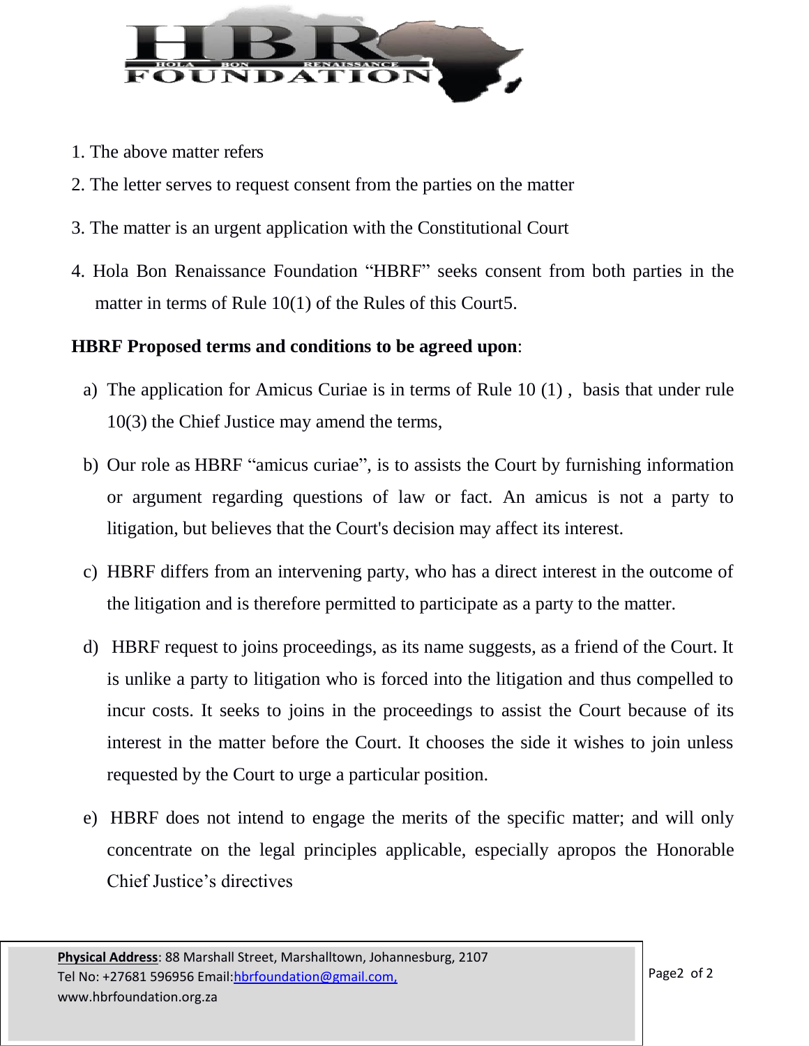1. The above matter refers
2. The letter serves to request consent from the parties on the matter
3. The matter is an urgent application with the Constitutional Court
4. Hola Bon Renaissance Foundation "HBRF" seeks consent from both parties in the matter in terms of Rule 10(1) of the Rules of this Court5.

**HBRF Proposed terms and conditions to be agreed upon**:

a) The application for Amicus Curiae is in terms of Rule 10 (1) , basis that under rule 10(3) the Chief Justice may amend the terms,

b) Our role as HBRF "amicus curiae", is to assists the Court by furnishing information or argument regarding questions of law or fact. An amicus is not a party to litigation, but believes that the Court's decision may affect its interest.

c) HBRF differs from an intervening party, who has a direct interest in the outcome of the litigation and is therefore permitted to participate as a party to the matter.

d) HBRF request to joins proceedings, as its name suggests, as a friend of the Court. It is unlike a party to litigation who is forced into the litigation and thus compelled to incur costs. It seeks to joins in the proceedings to assist the Court because of its interest in the matter before the Court. It chooses the side it wishes to join unless requested by the Court to urge a particular position.

e) HBRF does not intend to engage the merits of the specific matter; and will only concentrate on the legal principles applicable, especially apropos the Honorable Chief Justice's directives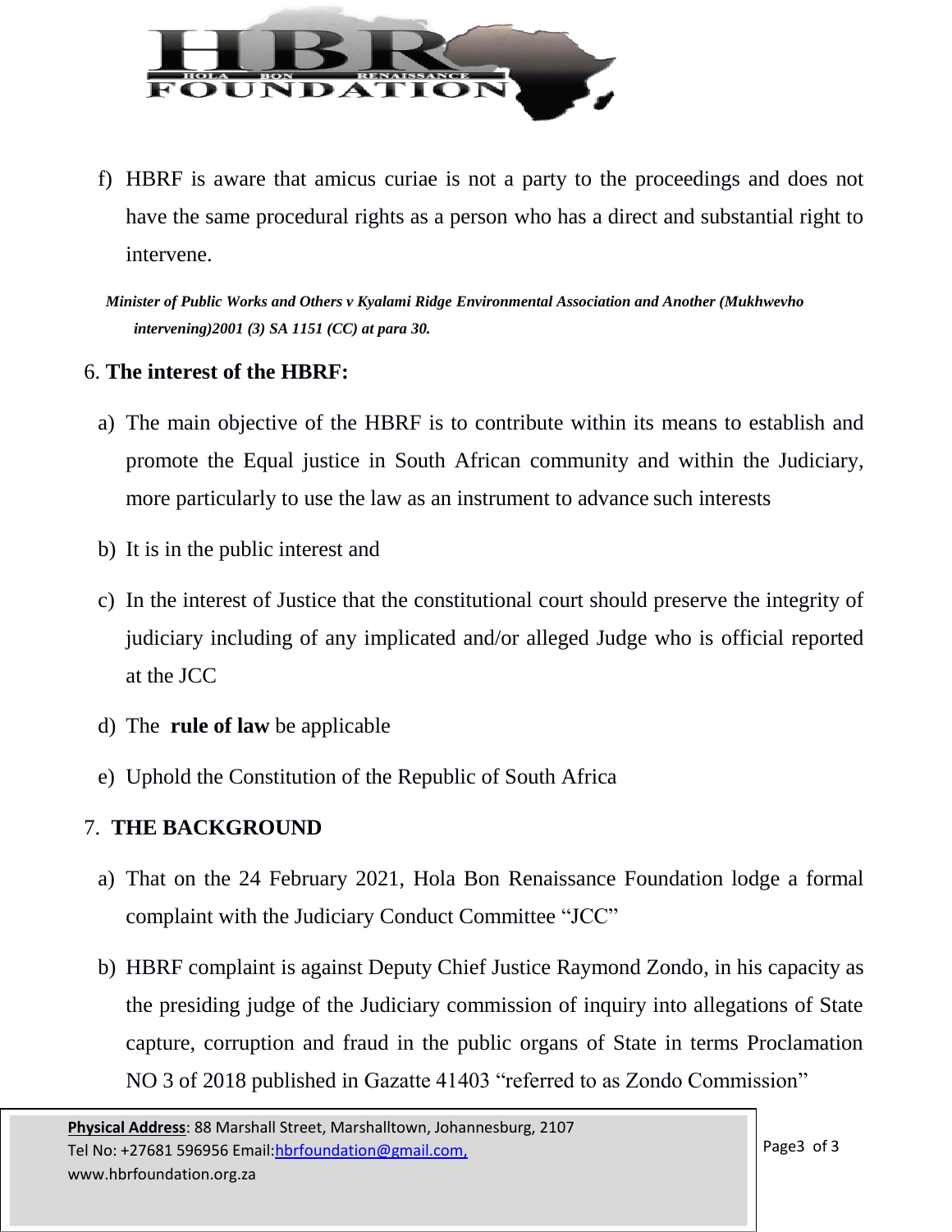f) HBRF is aware that amicus curiae is not a party to the proceedings and does not have the same procedural rights as a person who has a direct and substantial right to intervene.

***Minister of Public Works and Others v Kyalami Ridge Environmental Association and Another (Mukhwevho intervening)2001 (3) SA 1151 (CC) at para 30.***

6. **The interest of the HBRF:**

a) The main objective of the HBRF is to contribute within its means to establish and promote the Equal justice in South African community and within the Judiciary, more particularly to use the law as an instrument to advance such interests

b) It is in the public interest and

c) In the interest of Justice that the constitutional court should preserve the integrity of judiciary including of any implicated and/or alleged Judge who is official reported at the JCC

d) The **rule of law** be applicable

e) Uphold the Constitution of the Republic of South Africa

7. **THE BACKGROUND**

a) That on the 24 February 2021, Hola Bon Renaissance Foundation lodge a formal complaint with the Judiciary Conduct Committee "JCC"

b) HBRF complaint is against Deputy Chief Justice Raymond Zondo, in his capacity as the presiding judge of the Judiciary commission of inquiry into allegations of State capture, corruption and fraud in the public organs of State in terms Proclamation NO 3 of 2018 published in Gazatte 41403 "referred to as Zondo Commission"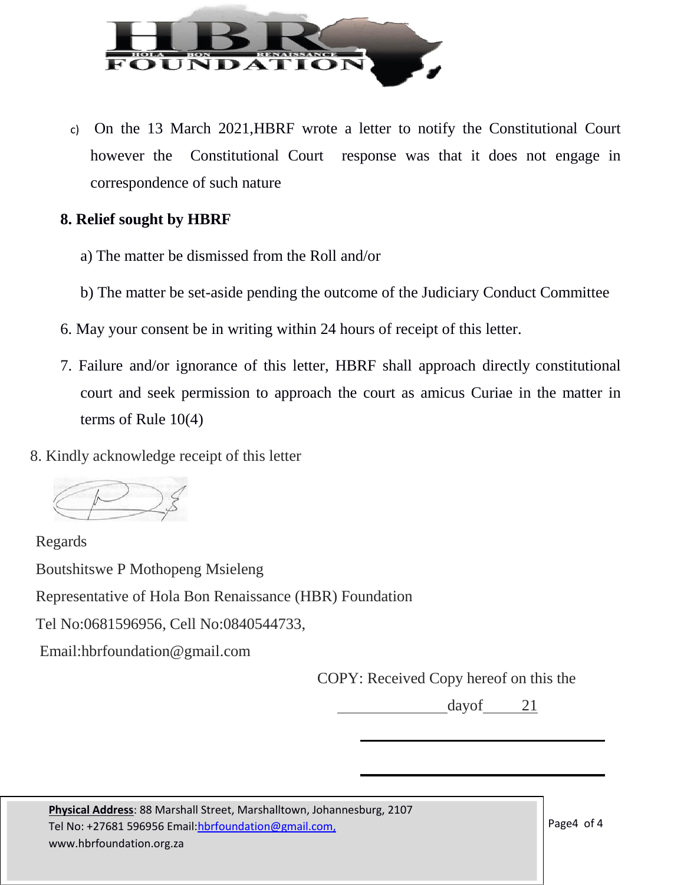c) On the 13 March 2021,HBRF wrote a letter to notify the Constitutional Court however the Constitutional Court response was that it does not engage in correspondence of such nature

**8. Relief sought by HBRF**

a) The matter be dismissed from the Roll and/or

b) The matter be set-aside pending the outcome of the Judiciary Conduct Committee

6. May your consent be in writing within 24 hours of receipt of this letter.

7. Failure and/or ignorance of this letter, HBRF shall approach directly constitutional court and seek permission to approach the court as amicus Curiae in the matter in terms of Rule 10(4)

8. Kindly acknowledge receipt of this letter

Regards

Boutshitswe P Mothopeng Msieleng

Representative of Hola Bon Renaissance (HBR) Foundation

Tel No:0681596956, Cell No:0840544733,

Email:hbrfoundation@gmail.com

COPY: Received Copy hereof on this the

\_\_\_\_\_\_\_\_\_\_\_\_\_\_dayof\_\_\_\_\_21

\_\_\_\_\_\_\_\_\_\_\_\_\_\_\_\_\_\_\_\_\_\_\_\_\_\_\_\_

\_\_\_\_\_\_\_\_\_\_\_\_\_\_\_\_\_\_\_\_\_\_\_\_\_\_\_\_

**Physical Address**: 88 Marshall Street, Marshalltown, Johannesburg, 2107
Tel No: +27681 596956 Email:hbrfoundation@gmail.com,
www.hbrfoundation.org.za